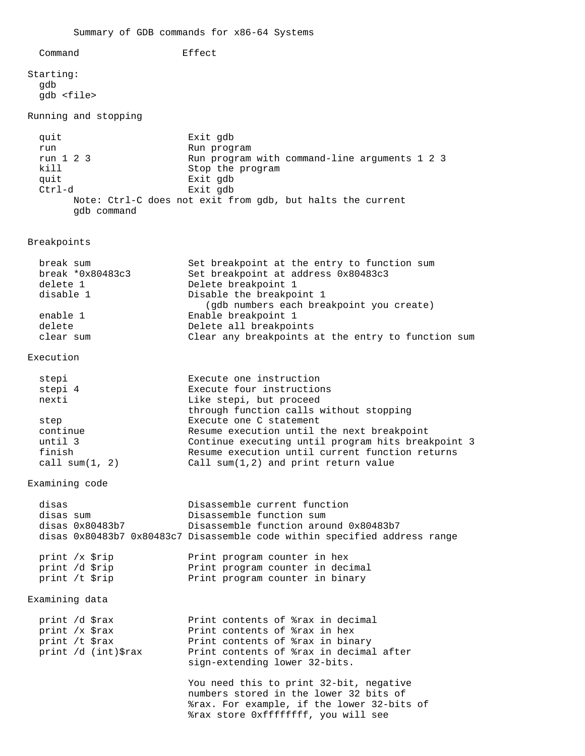# Summary of GDB commands for x86-64 Systems

```
  Command                  Effect

Starting:
  gdb
  gdb <file>

Running and stopping

  quit                      Exit gdb
  run                       Run program
  run 1 2 3                 Run program with command-line arguments 1 2 3
  kill                      Stop the program
  quit                      Exit gdb
  Ctrl-d                    Exit gdb
        Note: Ctrl-C does not exit from gdb, but halts the current
        gdb command


Breakpoints

  break sum                 Set breakpoint at the entry to function sum
  break *0x80483c3          Set breakpoint at address 0x80483c3
  delete 1                  Delete breakpoint 1
  disable 1                 Disable the breakpoint 1
                               (gdb numbers each breakpoint you create)
  enable 1                  Enable breakpoint 1
  delete                    Delete all breakpoints
  clear sum                 Clear any breakpoints at the entry to function sum

Execution

  stepi                     Execute one instruction
  stepi 4                   Execute four instructions
  nexti                     Like stepi, but proceed
                            through function calls without stopping
  step                      Execute one C statement
  continue                  Resume execution until the next breakpoint
  until 3                   Continue executing until program hits breakpoint 3
  finish                    Resume execution until current function returns
  call sum(1, 2)            Call sum(1,2) and print return value

Examining code

  disas                     Disassemble current function
  disas sum                 Disassemble function sum
  disas 0x80483b7           Disassemble function around 0x80483b7
  disas 0x80483b7 0x80483c7 Disassemble code within specified address range

  print /x $rip             Print program counter in hex
  print /d $rip             Print program counter in decimal
  print /t $rip             Print program counter in binary

Examining data

  print /d $rax             Print contents of %rax in decimal
  print /x $rax             Print contents of %rax in hex
  print /t $rax             Print contents of %rax in binary
  print /d (int)$rax        Print contents of %rax in decimal after
                            sign-extending lower 32-bits.

                            You need this to print 32-bit, negative
                            numbers stored in the lower 32 bits of
                            %rax. For example, if the lower 32-bits of
                            %rax store 0xffffffff, you will see
```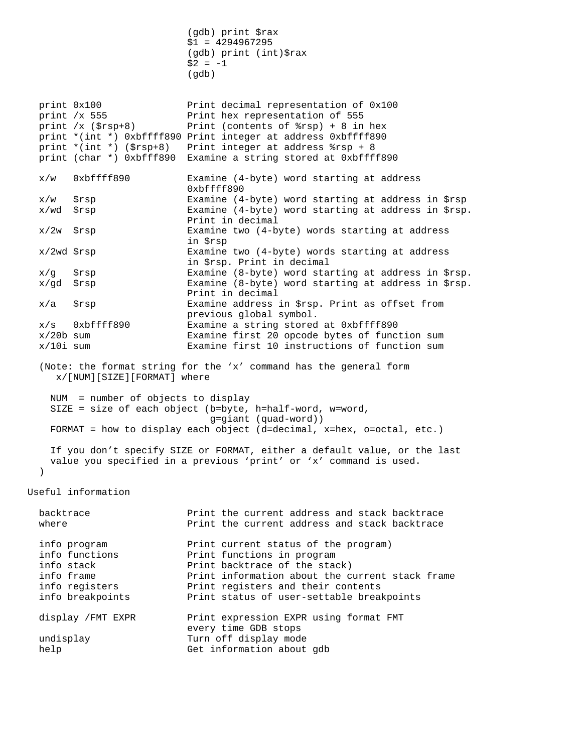```
(gdb) print $rax
$1 = 4294967295
(gdb) print (int)$rax
$2 = -1
(gdb)
```

```
print 0x100               Print decimal representation of 0x100
print /x 555              Print hex representation of 555
print /x ($rsp+8)         Print (contents of %rsp) + 8 in hex
print *(int *) 0xbffff890 Print integer at address 0xbffff890
print *(int *) ($rsp+8)   Print integer at address %rsp + 8
print (char *) 0xbfff890  Examine a string stored at 0xbffff890

x/w   0xbffff890          Examine (4-byte) word starting at address
                          0xbffff890
x/w   $rsp                Examine (4-byte) word starting at address in $rsp
x/wd  $rsp                Examine (4-byte) word starting at address in $rsp.
                          Print in decimal
x/2w  $rsp                Examine two (4-byte) words starting at address
                          in $rsp
x/2wd $rsp                Examine two (4-byte) words starting at address
                          in $rsp. Print in decimal
x/g   $rsp                Examine (8-byte) word starting at address in $rsp.
x/gd  $rsp                Examine (8-byte) word starting at address in $rsp.
                          Print in decimal
x/a   $rsp                Examine address in $rsp. Print as offset from
                          previous global symbol.
x/s   0xbffff890          Examine a string stored at 0xbffff890
x/20b sum                 Examine first 20 opcode bytes of function sum
x/10i sum                 Examine first 10 instructions of function sum

(Note: the format string for the ‘x’ command has the general form
   x/[NUM][SIZE][FORMAT] where

  NUM  = number of objects to display
  SIZE = size of each object (b=byte, h=half-word, w=word,
                              g=giant (quad-word))
  FORMAT = how to display each object (d=decimal, x=hex, o=octal, etc.)

  If you don’t specify SIZE or FORMAT, either a default value, or the last
  value you specified in a previous ‘print’ or ‘x’ command is used.
)
```

Useful information

```
backtrace                 Print the current address and stack backtrace
where                     Print the current address and stack backtrace

info program              Print current status of the program)
info functions            Print functions in program
info stack                Print backtrace of the stack)
info frame                Print information about the current stack frame
info registers            Print registers and their contents
info breakpoints          Print status of user-settable breakpoints

display /FMT EXPR         Print expression EXPR using format FMT
                          every time GDB stops
undisplay                 Turn off display mode
help                      Get information about gdb
```